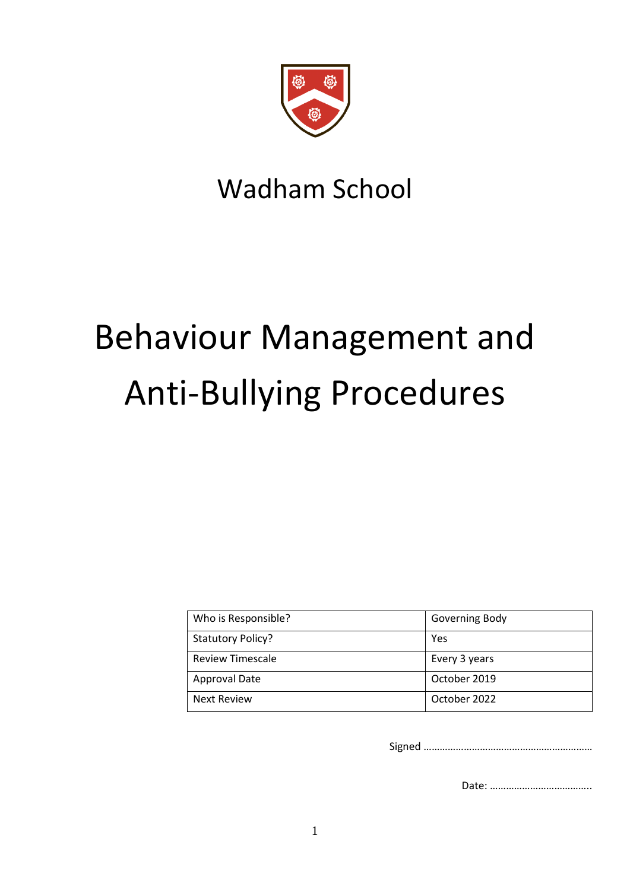# Wadham School

# Behaviour Management and Anti-Bullying Procedures

| Who is Responsible? | Governing Body |
|---|---|
| Statutory Policy? | Yes |
| Review Timescale | Every 3 years |
| Approval Date | October 2019 |
| Next Review | October 2022 |

Signed ……………………………………………………

Date: ………………………………..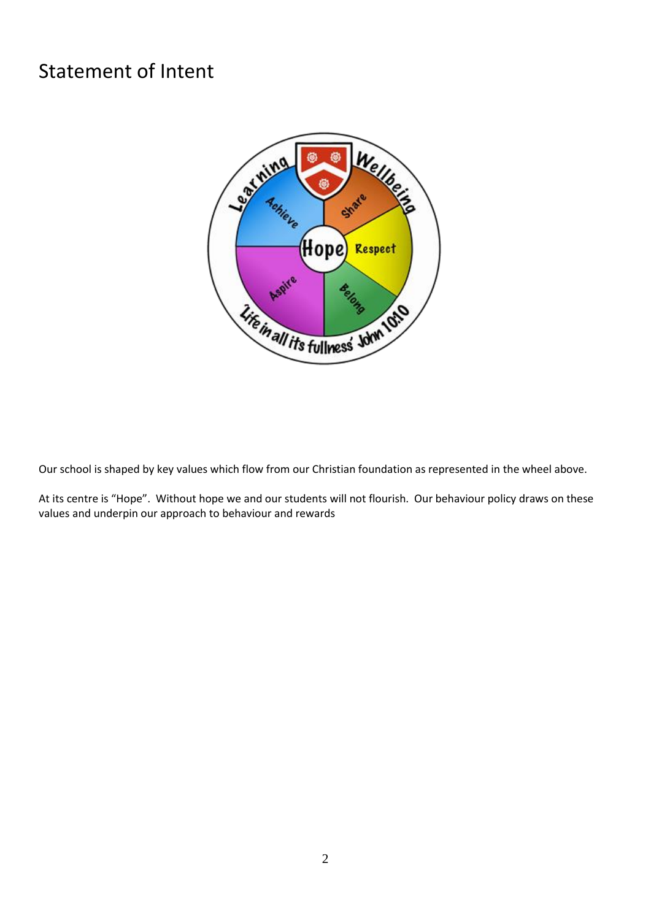# Statement of Intent

Our school is shaped by key values which flow from our Christian foundation as represented in the wheel above.

At its centre is "Hope". Without hope we and our students will not flourish. Our behaviour policy draws on these values and underpin our approach to behaviour and rewards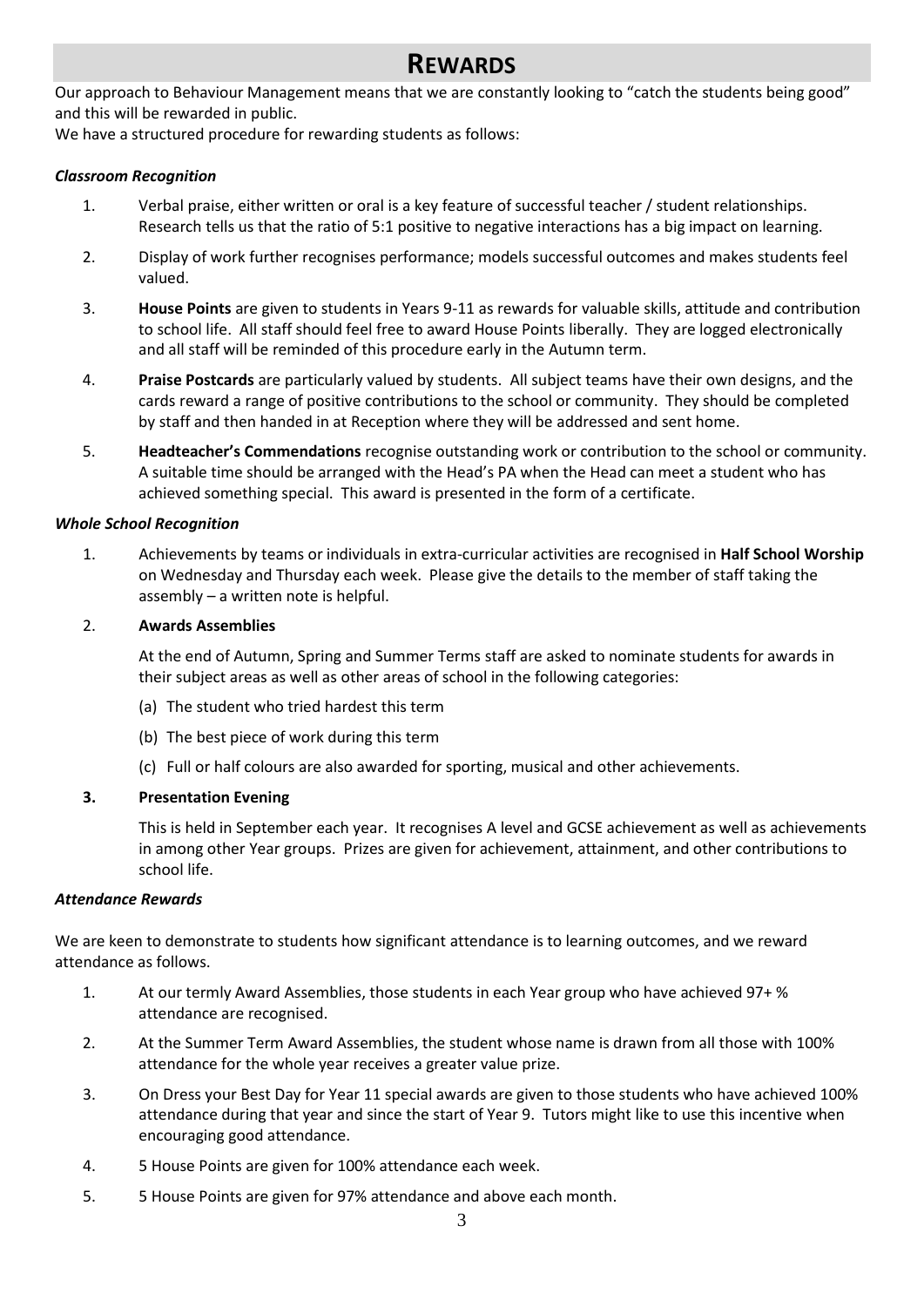# REWARDS

Our approach to Behaviour Management means that we are constantly looking to "catch the students being good" and this will be rewarded in public.

We have a structured procedure for rewarding students as follows:

***Classroom Recognition***

1. Verbal praise, either written or oral is a key feature of successful teacher / student relationships. Research tells us that the ratio of 5:1 positive to negative interactions has a big impact on learning.
2. Display of work further recognises performance; models successful outcomes and makes students feel valued.
3. **House Points** are given to students in Years 9-11 as rewards for valuable skills, attitude and contribution to school life. All staff should feel free to award House Points liberally. They are logged electronically and all staff will be reminded of this procedure early in the Autumn term.
4. **Praise Postcards** are particularly valued by students. All subject teams have their own designs, and the cards reward a range of positive contributions to the school or community. They should be completed by staff and then handed in at Reception where they will be addressed and sent home.
5. **Headteacher's Commendations** recognise outstanding work or contribution to the school or community. A suitable time should be arranged with the Head's PA when the Head can meet a student who has achieved something special. This award is presented in the form of a certificate.

***Whole School Recognition***

1. Achievements by teams or individuals in extra-curricular activities are recognised in **Half School Worship** on Wednesday and Thursday each week. Please give the details to the member of staff taking the assembly – a written note is helpful.
2. **Awards Assemblies**

   At the end of Autumn, Spring and Summer Terms staff are asked to nominate students for awards in their subject areas as well as other areas of school in the following categories:

   (a) The student who tried hardest this term

   (b) The best piece of work during this term

   (c) Full or half colours are also awarded for sporting, musical and other achievements.
3. **Presentation Evening**

   This is held in September each year. It recognises A level and GCSE achievement as well as achievements in among other Year groups. Prizes are given for achievement, attainment, and other contributions to school life.

***Attendance Rewards***

We are keen to demonstrate to students how significant attendance is to learning outcomes, and we reward attendance as follows.

1. At our termly Award Assemblies, those students in each Year group who have achieved 97+ % attendance are recognised.
2. At the Summer Term Award Assemblies, the student whose name is drawn from all those with 100% attendance for the whole year receives a greater value prize.
3. On Dress your Best Day for Year 11 special awards are given to those students who have achieved 100% attendance during that year and since the start of Year 9. Tutors might like to use this incentive when encouraging good attendance.
4. 5 House Points are given for 100% attendance each week.
5. 5 House Points are given for 97% attendance and above each month.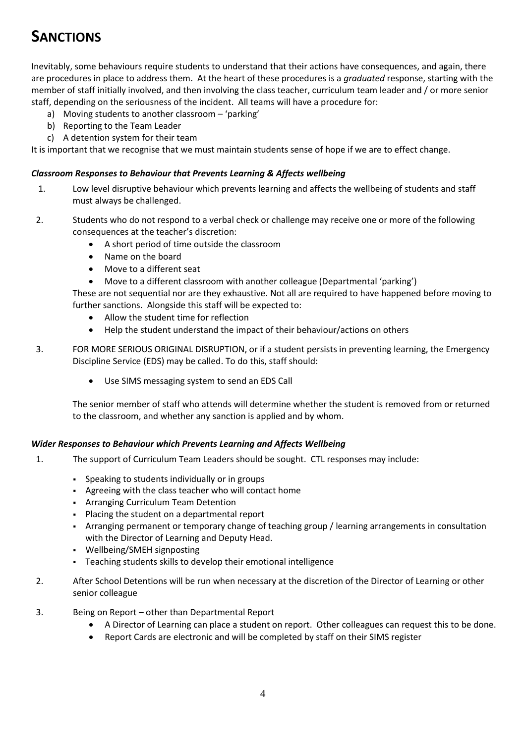# SANCTIONS

Inevitably, some behaviours require students to understand that their actions have consequences, and again, there are procedures in place to address them. At the heart of these procedures is a *graduated* response, starting with the member of staff initially involved, and then involving the class teacher, curriculum team leader and / or more senior staff, depending on the seriousness of the incident. All teams will have a procedure for:

a) Moving students to another classroom – 'parking'
b) Reporting to the Team Leader
c) A detention system for their team

It is important that we recognise that we must maintain students sense of hope if we are to effect change.

### *Classroom Responses to Behaviour that Prevents Learning & Affects wellbeing*

1. Low level disruptive behaviour which prevents learning and affects the wellbeing of students and staff must always be challenged.

2. Students who do not respond to a verbal check or challenge may receive one or more of the following consequences at the teacher's discretion:
   - A short period of time outside the classroom
   - Name on the board
   - Move to a different seat
   - Move to a different classroom with another colleague (Departmental 'parking')

   These are not sequential nor are they exhaustive. Not all are required to have happened before moving to further sanctions. Alongside this staff will be expected to:
   - Allow the student time for reflection
   - Help the student understand the impact of their behaviour/actions on others

3. FOR MORE SERIOUS ORIGINAL DISRUPTION, or if a student persists in preventing learning, the Emergency Discipline Service (EDS) may be called. To do this, staff should:
   - Use SIMS messaging system to send an EDS Call

   The senior member of staff who attends will determine whether the student is removed from or returned to the classroom, and whether any sanction is applied and by whom.

### *Wider Responses to Behaviour which Prevents Learning and Affects Wellbeing*

1. The support of Curriculum Team Leaders should be sought. CTL responses may include:
   - Speaking to students individually or in groups
   - Agreeing with the class teacher who will contact home
   - Arranging Curriculum Team Detention
   - Placing the student on a departmental report
   - Arranging permanent or temporary change of teaching group / learning arrangements in consultation with the Director of Learning and Deputy Head.
   - Wellbeing/SMEH signposting
   - Teaching students skills to develop their emotional intelligence

2. After School Detentions will be run when necessary at the discretion of the Director of Learning or other senior colleague

3. Being on Report – other than Departmental Report
   - A Director of Learning can place a student on report. Other colleagues can request this to be done.
   - Report Cards are electronic and will be completed by staff on their SIMS register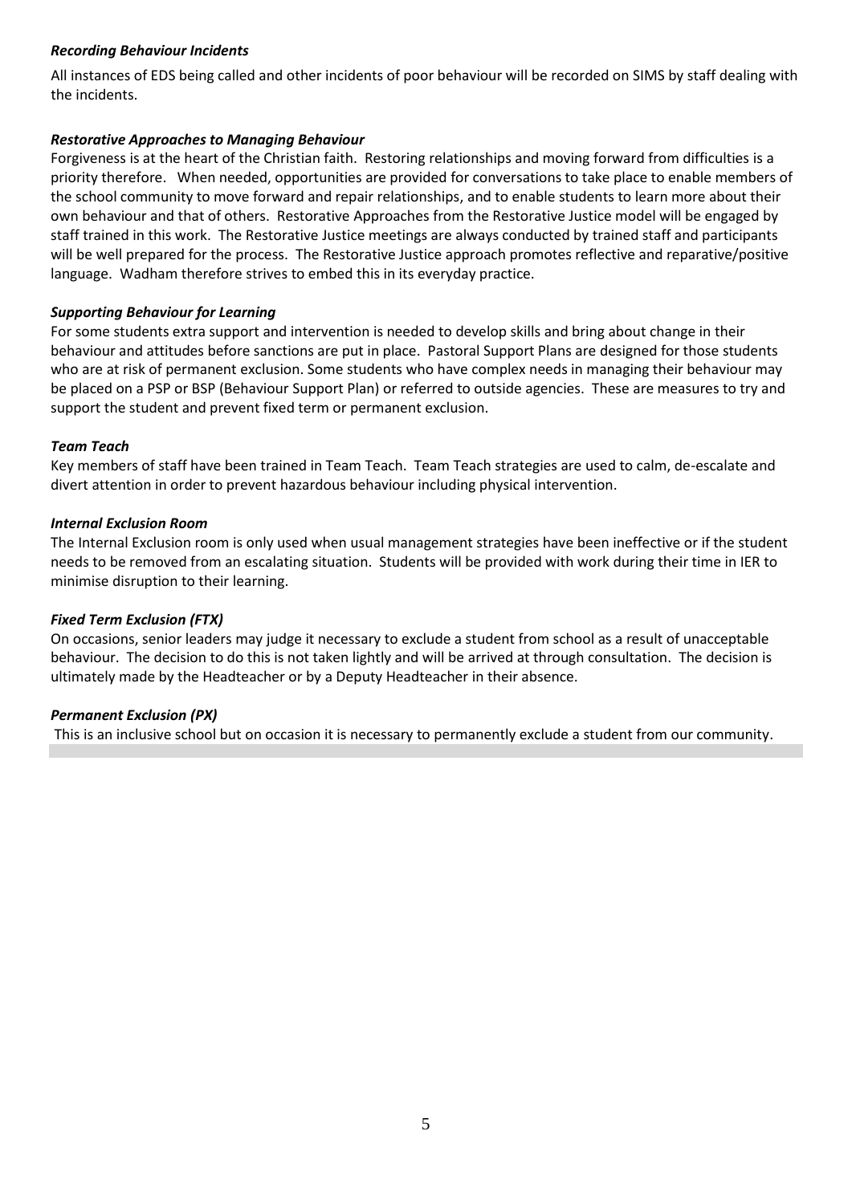***Recording Behaviour Incidents***

All instances of EDS being called and other incidents of poor behaviour will be recorded on SIMS by staff dealing with the incidents.

***Restorative Approaches to Managing Behaviour***

Forgiveness is at the heart of the Christian faith. Restoring relationships and moving forward from difficulties is a priority therefore. When needed, opportunities are provided for conversations to take place to enable members of the school community to move forward and repair relationships, and to enable students to learn more about their own behaviour and that of others. Restorative Approaches from the Restorative Justice model will be engaged by staff trained in this work. The Restorative Justice meetings are always conducted by trained staff and participants will be well prepared for the process. The Restorative Justice approach promotes reflective and reparative/positive language. Wadham therefore strives to embed this in its everyday practice.

***Supporting Behaviour for Learning***

For some students extra support and intervention is needed to develop skills and bring about change in their behaviour and attitudes before sanctions are put in place. Pastoral Support Plans are designed for those students who are at risk of permanent exclusion. Some students who have complex needs in managing their behaviour may be placed on a PSP or BSP (Behaviour Support Plan) or referred to outside agencies. These are measures to try and support the student and prevent fixed term or permanent exclusion.

***Team Teach***

Key members of staff have been trained in Team Teach. Team Teach strategies are used to calm, de-escalate and divert attention in order to prevent hazardous behaviour including physical intervention.

***Internal Exclusion Room***

The Internal Exclusion room is only used when usual management strategies have been ineffective or if the student needs to be removed from an escalating situation. Students will be provided with work during their time in IER to minimise disruption to their learning.

***Fixed Term Exclusion (FTX)***

On occasions, senior leaders may judge it necessary to exclude a student from school as a result of unacceptable behaviour. The decision to do this is not taken lightly and will be arrived at through consultation. The decision is ultimately made by the Headteacher or by a Deputy Headteacher in their absence.

***Permanent Exclusion (PX)***

This is an inclusive school but on occasion it is necessary to permanently exclude a student from our community.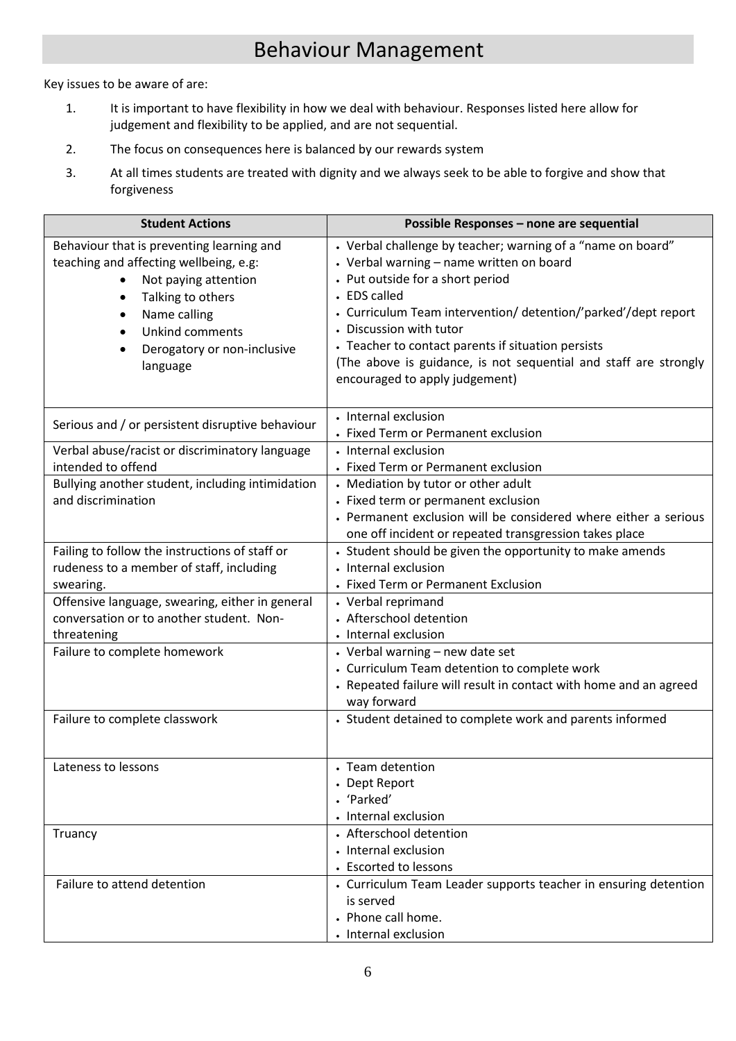# Behaviour Management

Key issues to be aware of are:

1. It is important to have flexibility in how we deal with behaviour. Responses listed here allow for judgement and flexibility to be applied, and are not sequential.
2. The focus on consequences here is balanced by our rewards system
3. At all times students are treated with dignity and we always seek to be able to forgive and show that forgiveness

| Student Actions | Possible Responses – none are sequential |
|---|---|
| Behaviour that is preventing learning and teaching and affecting wellbeing, e.g:<br>• Not paying attention<br>• Talking to others<br>• Name calling<br>• Unkind comments<br>• Derogatory or non-inclusive language | • Verbal challenge by teacher; warning of a "name on board"<br>• Verbal warning – name written on board<br>• Put outside for a short period<br>• EDS called<br>• Curriculum Team intervention/ detention/'parked'/dept report<br>• Discussion with tutor<br>• Teacher to contact parents if situation persists<br>(The above is guidance, is not sequential and staff are strongly encouraged to apply judgement) |
| Serious and / or persistent disruptive behaviour | • Internal exclusion<br>• Fixed Term or Permanent exclusion |
| Verbal abuse/racist or discriminatory language intended to offend | • Internal exclusion<br>• Fixed Term or Permanent exclusion |
| Bullying another student, including intimidation and discrimination | • Mediation by tutor or other adult<br>• Fixed term or permanent exclusion<br>• Permanent exclusion will be considered where either a serious one off incident or repeated transgression takes place |
| Failing to follow the instructions of staff or rudeness to a member of staff, including swearing. | • Student should be given the opportunity to make amends<br>• Internal exclusion<br>• Fixed Term or Permanent Exclusion |
| Offensive language, swearing, either in general conversation or to another student. Non-threatening | • Verbal reprimand<br>• Afterschool detention<br>• Internal exclusion |
| Failure to complete homework | • Verbal warning – new date set<br>• Curriculum Team detention to complete work<br>• Repeated failure will result in contact with home and an agreed way forward |
| Failure to complete classwork | • Student detained to complete work and parents informed |
| Lateness to lessons | • Team detention<br>• Dept Report<br>• 'Parked'<br>• Internal exclusion |
| Truancy | • Afterschool detention<br>• Internal exclusion<br>• Escorted to lessons |
| Failure to attend detention | • Curriculum Team Leader supports teacher in ensuring detention is served<br>• Phone call home.<br>• Internal exclusion |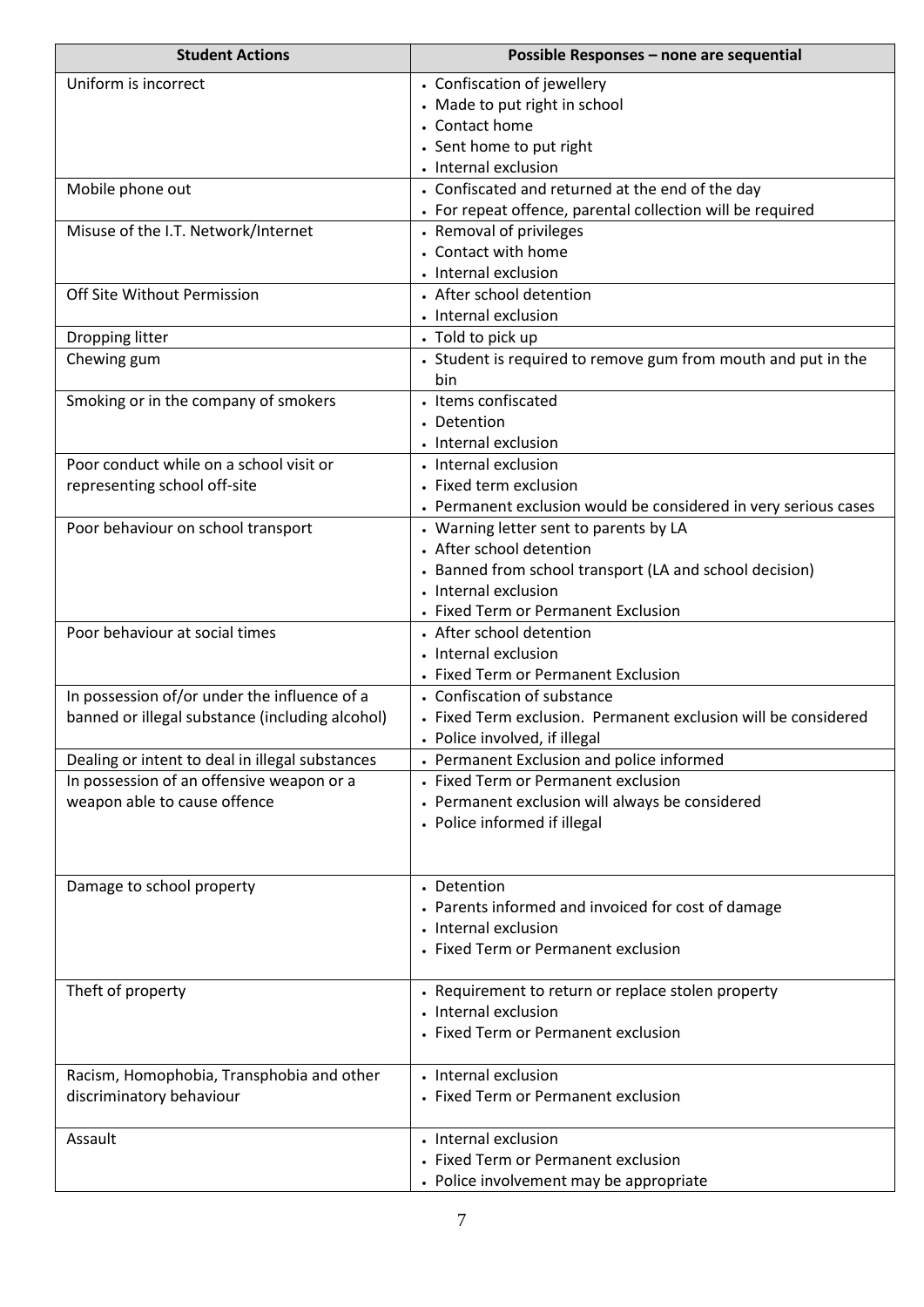| Student Actions | Possible Responses – none are sequential |
|---|---|
| Uniform is incorrect | • Confiscation of jewellery<br>• Made to put right in school<br>• Contact home<br>• Sent home to put right<br>• Internal exclusion |
| Mobile phone out | • Confiscated and returned at the end of the day<br>• For repeat offence, parental collection will be required |
| Misuse of the I.T. Network/Internet | • Removal of privileges<br>• Contact with home<br>• Internal exclusion |
| Off Site Without Permission | • After school detention<br>• Internal exclusion |
| Dropping litter | • Told to pick up |
| Chewing gum | • Student is required to remove gum from mouth and put in the bin |
| Smoking or in the company of smokers | • Items confiscated<br>• Detention<br>• Internal exclusion |
| Poor conduct while on a school visit or representing school off-site | • Internal exclusion<br>• Fixed term exclusion<br>• Permanent exclusion would be considered in very serious cases |
| Poor behaviour on school transport | • Warning letter sent to parents by LA<br>• After school detention<br>• Banned from school transport (LA and school decision)<br>• Internal exclusion<br>• Fixed Term or Permanent Exclusion |
| Poor behaviour at social times | • After school detention<br>• Internal exclusion<br>• Fixed Term or Permanent Exclusion |
| In possession of/or under the influence of a banned or illegal substance (including alcohol) | • Confiscation of substance<br>• Fixed Term exclusion. Permanent exclusion will be considered<br>• Police involved, if illegal |
| Dealing or intent to deal in illegal substances | • Permanent Exclusion and police informed |
| In possession of an offensive weapon or a weapon able to cause offence | • Fixed Term or Permanent exclusion<br>• Permanent exclusion will always be considered<br>• Police informed if illegal |
| Damage to school property | • Detention<br>• Parents informed and invoiced for cost of damage<br>• Internal exclusion<br>• Fixed Term or Permanent exclusion |
| Theft of property | • Requirement to return or replace stolen property<br>• Internal exclusion<br>• Fixed Term or Permanent exclusion |
| Racism, Homophobia, Transphobia and other discriminatory behaviour | • Internal exclusion<br>• Fixed Term or Permanent exclusion |
| Assault | • Internal exclusion<br>• Fixed Term or Permanent exclusion<br>• Police involvement may be appropriate |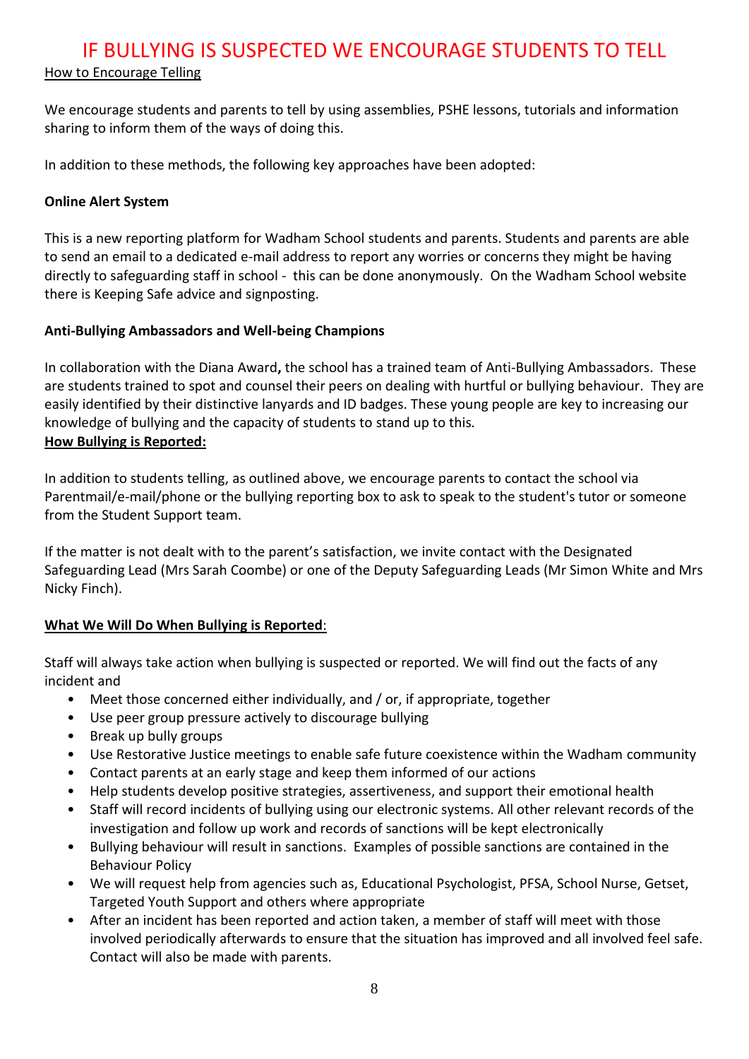# IF BULLYING IS SUSPECTED WE ENCOURAGE STUDENTS TO TELL

How to Encourage Telling

We encourage students and parents to tell by using assemblies, PSHE lessons, tutorials and information sharing to inform them of the ways of doing this.

In addition to these methods, the following key approaches have been adopted:

**Online Alert System**

This is a new reporting platform for Wadham School students and parents. Students and parents are able to send an email to a dedicated e-mail address to report any worries or concerns they might be having directly to safeguarding staff in school - this can be done anonymously. On the Wadham School website there is Keeping Safe advice and signposting.

**Anti-Bullying Ambassadors and Well-being Champions**

In collaboration with the Diana Award**,** the school has a trained team of Anti-Bullying Ambassadors. These are students trained to spot and counsel their peers on dealing with hurtful or bullying behaviour. They are easily identified by their distinctive lanyards and ID badges. These young people are key to increasing our knowledge of bullying and the capacity of students to stand up to this.

**How Bullying is Reported:**

In addition to students telling, as outlined above, we encourage parents to contact the school via Parentmail/e-mail/phone or the bullying reporting box to ask to speak to the student's tutor or someone from the Student Support team.

If the matter is not dealt with to the parent's satisfaction, we invite contact with the Designated Safeguarding Lead (Mrs Sarah Coombe) or one of the Deputy Safeguarding Leads (Mr Simon White and Mrs Nicky Finch).

**What We Will Do When Bullying is Reported**:

Staff will always take action when bullying is suspected or reported. We will find out the facts of any incident and

- Meet those concerned either individually, and / or, if appropriate, together
- Use peer group pressure actively to discourage bullying
- Break up bully groups
- Use Restorative Justice meetings to enable safe future coexistence within the Wadham community
- Contact parents at an early stage and keep them informed of our actions
- Help students develop positive strategies, assertiveness, and support their emotional health
- Staff will record incidents of bullying using our electronic systems. All other relevant records of the investigation and follow up work and records of sanctions will be kept electronically
- Bullying behaviour will result in sanctions. Examples of possible sanctions are contained in the Behaviour Policy
- We will request help from agencies such as, Educational Psychologist, PFSA, School Nurse, Getset, Targeted Youth Support and others where appropriate
- After an incident has been reported and action taken, a member of staff will meet with those involved periodically afterwards to ensure that the situation has improved and all involved feel safe. Contact will also be made with parents.